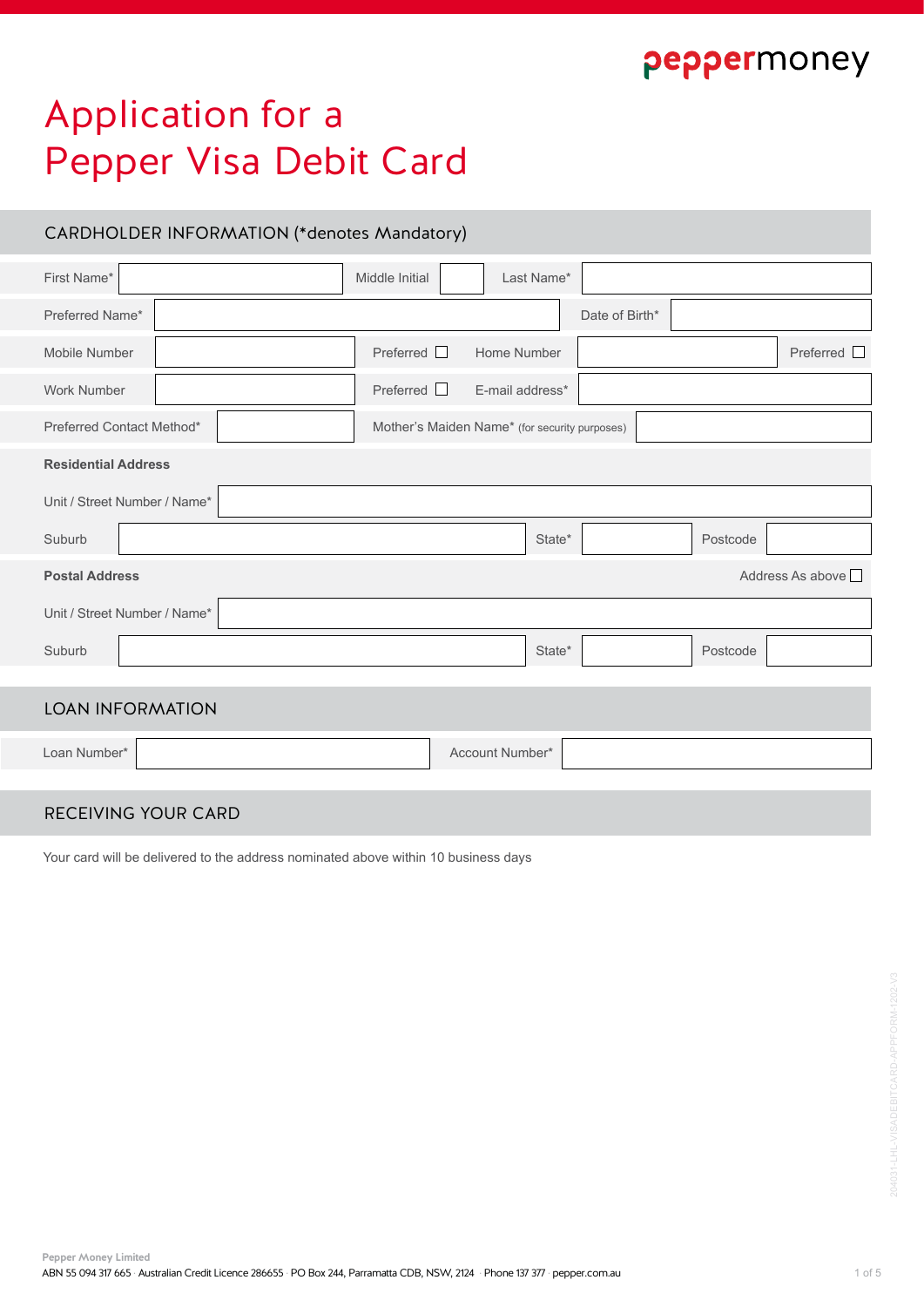peppermoney

# Application for a Pepper Visa Debit Card

## CARDHOLDER INFORMATION (*denotes Mandatory)

| | | | | | | |
|---|---|---|---|---|---|---|
| First Name* | | Middle Initial | | Last Name* | | |
| Preferred Name* | | | | Date of Birth* | | |
| Mobile Number | | Preferred ☐ | Home Number | | Preferred ☐ | |
| Work Number | | Preferred ☐ | E-mail address* | | | |
| Preferred Contact Method* | | Mother's Maiden Name* (for security purposes) | | | | |

**Residential Address**

| | | | | | |
|---|---|---|---|---|---|
| Unit / Street Number / Name* | | | | | |
| Suburb | | State* | | Postcode | |

**Postal Address** Address As above ☐

| | | | | | |
|---|---|---|---|---|---|
| Unit / Street Number / Name* | | | | | |
| Suburb | | State* | | Postcode | |

## LOAN INFORMATION

| | | | |
|---|---|---|---|
| Loan Number* | | Account Number* | |

## RECEIVING YOUR CARD

Your card will be delivered to the address nominated above within 10 business days

204031-LHL-VISADEBITCARD-APPFORM-1202-V3

**Pepper Money Limited**
ABN 55 094 317 665 · Australian Credit Licence 286655 · PO Box 244, Parramatta CDB, NSW, 2124 · Phone 137 377 · pepper.com.au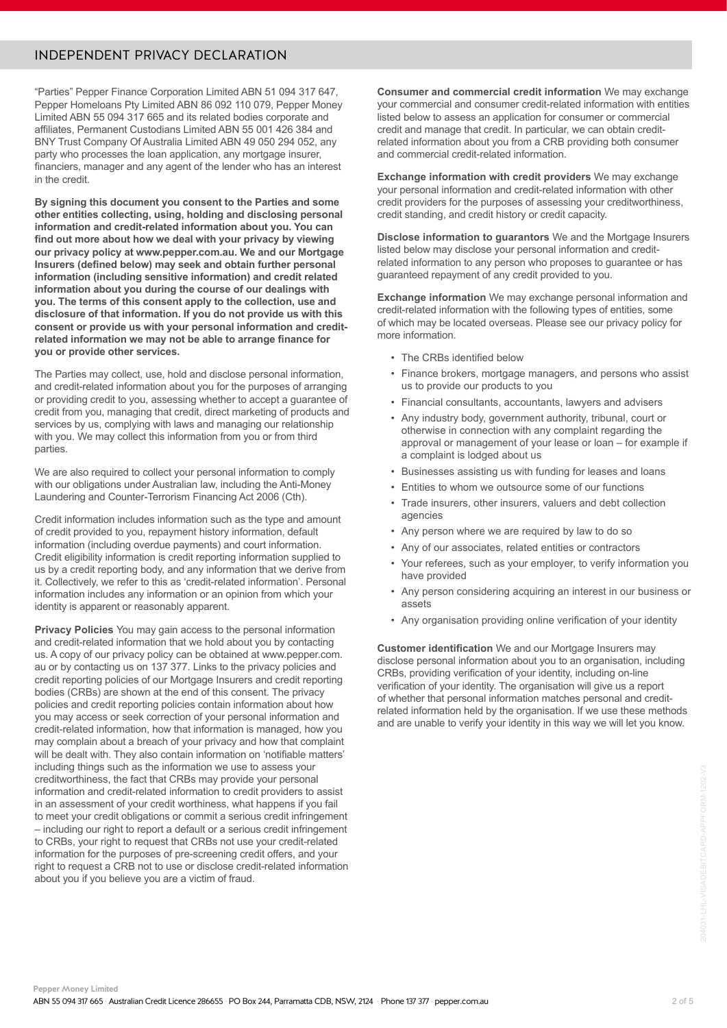## INDEPENDENT PRIVACY DECLARATION

"Parties" Pepper Finance Corporation Limited ABN 51 094 317 647, Pepper Homeloans Pty Limited ABN 86 092 110 079, Pepper Money Limited ABN 55 094 317 665 and its related bodies corporate and affiliates, Permanent Custodians Limited ABN 55 001 426 384 and BNY Trust Company Of Australia Limited ABN 49 050 294 052, any party who processes the loan application, any mortgage insurer, financiers, manager and any agent of the lender who has an interest in the credit.

**By signing this document you consent to the Parties and some other entities collecting, using, holding and disclosing personal information and credit-related information about you. You can find out more about how we deal with your privacy by viewing our privacy policy at www.pepper.com.au. We and our Mortgage Insurers (defined below) may seek and obtain further personal information (including sensitive information) and credit related information about you during the course of our dealings with you. The terms of this consent apply to the collection, use and disclosure of that information. If you do not provide us with this consent or provide us with your personal information and credit-related information we may not be able to arrange finance for you or provide other services.**

The Parties may collect, use, hold and disclose personal information, and credit-related information about you for the purposes of arranging or providing credit to you, assessing whether to accept a guarantee of credit from you, managing that credit, direct marketing of products and services by us, complying with laws and managing our relationship with you. We may collect this information from you or from third parties.

We are also required to collect your personal information to comply with our obligations under Australian law, including the Anti-Money Laundering and Counter-Terrorism Financing Act 2006 (Cth).

Credit information includes information such as the type and amount of credit provided to you, repayment history information, default information (including overdue payments) and court information. Credit eligibility information is credit reporting information supplied to us by a credit reporting body, and any information that we derive from it. Collectively, we refer to this as 'credit-related information'. Personal information includes any information or an opinion from which your identity is apparent or reasonably apparent.

**Privacy Policies** You may gain access to the personal information and credit-related information that we hold about you by contacting us. A copy of our privacy policy can be obtained at www.pepper.com.au or by contacting us on 137 377. Links to the privacy policies and credit reporting policies of our Mortgage Insurers and credit reporting bodies (CRBs) are shown at the end of this consent. The privacy policies and credit reporting policies contain information about how you may access or seek correction of your personal information and credit-related information, how that information is managed, how you may complain about a breach of your privacy and how that complaint will be dealt with. They also contain information on 'notifiable matters' including things such as the information we use to assess your creditworthiness, the fact that CRBs may provide your personal information and credit-related information to credit providers to assist in an assessment of your credit worthiness, what happens if you fail to meet your credit obligations or commit a serious credit infringement – including our right to report a default or a serious credit infringement to CRBs, your right to request that CRBs not use your credit-related information for the purposes of pre-screening credit offers, and your right to request a CRB not to use or disclose credit-related information about you if you believe you are a victim of fraud.

**Consumer and commercial credit information** We may exchange your commercial and consumer credit-related information with entities listed below to assess an application for consumer or commercial credit and manage that credit. In particular, we can obtain credit-related information about you from a CRB providing both consumer and commercial credit-related information.

**Exchange information with credit providers** We may exchange your personal information and credit-related information with other credit providers for the purposes of assessing your creditworthiness, credit standing, and credit history or credit capacity.

**Disclose information to guarantors** We and the Mortgage Insurers listed below may disclose your personal information and credit-related information to any person who proposes to guarantee or has guaranteed repayment of any credit provided to you.

**Exchange information** We may exchange personal information and credit-related information with the following types of entities, some of which may be located overseas. Please see our privacy policy for more information.

- The CRBs identified below
- Finance brokers, mortgage managers, and persons who assist us to provide our products to you
- Financial consultants, accountants, lawyers and advisers
- Any industry body, government authority, tribunal, court or otherwise in connection with any complaint regarding the approval or management of your lease or loan – for example if a complaint is lodged about us
- Businesses assisting us with funding for leases and loans
- Entities to whom we outsource some of our functions
- Trade insurers, other insurers, valuers and debt collection agencies
- Any person where we are required by law to do so
- Any of our associates, related entities or contractors
- Your referees, such as your employer, to verify information you have provided
- Any person considering acquiring an interest in our business or assets
- Any organisation providing online verification of your identity

**Customer identification** We and our Mortgage Insurers may disclose personal information about you to an organisation, including CRBs, providing verification of your identity, including on-line verification of your identity. The organisation will give us a report of whether that personal information matches personal and credit-related information held by the organisation. If we use these methods and are unable to verify your identity in this way we will let you know.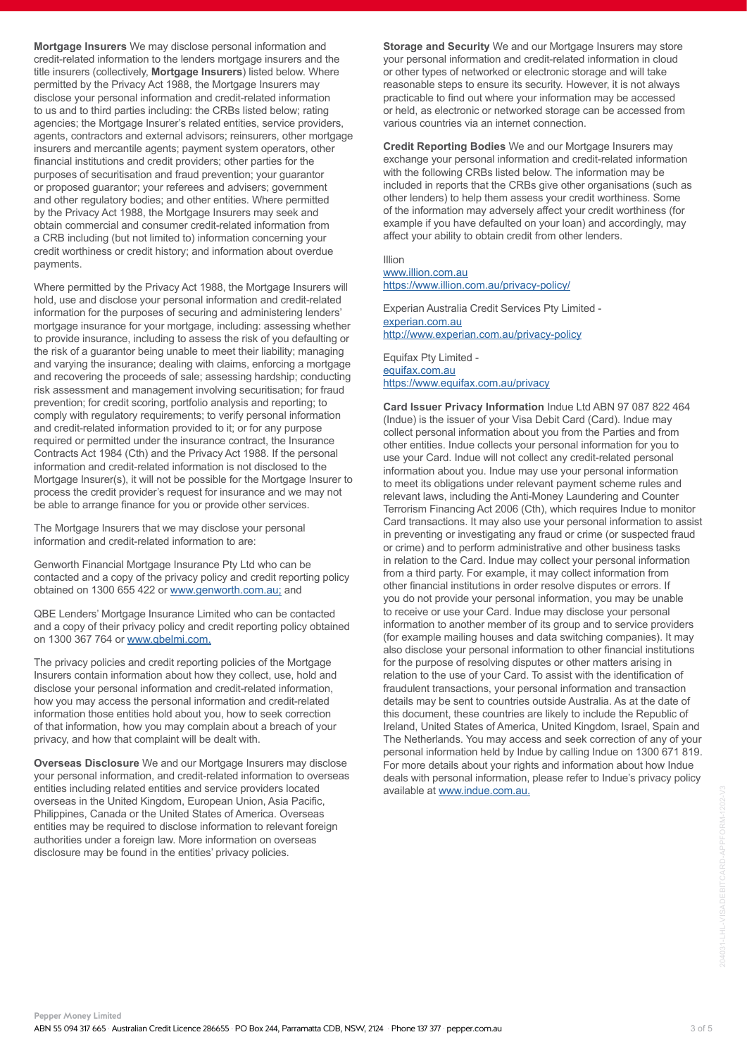**Mortgage Insurers** We may disclose personal information and credit-related information to the lenders mortgage insurers and the title insurers (collectively, **Mortgage Insurers**) listed below. Where permitted by the Privacy Act 1988, the Mortgage Insurers may disclose your personal information and credit-related information to us and to third parties including: the CRBs listed below; rating agencies; the Mortgage Insurer's related entities, service providers, agents, contractors and external advisors; reinsurers, other mortgage insurers and mercantile agents; payment system operators, other financial institutions and credit providers; other parties for the purposes of securitisation and fraud prevention; your guarantor or proposed guarantor; your referees and advisers; government and other regulatory bodies; and other entities. Where permitted by the Privacy Act 1988, the Mortgage Insurers may seek and obtain commercial and consumer credit-related information from a CRB including (but not limited to) information concerning your credit worthiness or credit history; and information about overdue payments.

Where permitted by the Privacy Act 1988, the Mortgage Insurers will hold, use and disclose your personal information and credit-related information for the purposes of securing and administering lenders' mortgage insurance for your mortgage, including: assessing whether to provide insurance, including to assess the risk of you defaulting or the risk of a guarantor being unable to meet their liability; managing and varying the insurance; dealing with claims, enforcing a mortgage and recovering the proceeds of sale; assessing hardship; conducting risk assessment and management involving securitisation; for fraud prevention; for credit scoring, portfolio analysis and reporting; to comply with regulatory requirements; to verify personal information and credit-related information provided to it; or for any purpose required or permitted under the insurance contract, the Insurance Contracts Act 1984 (Cth) and the Privacy Act 1988. If the personal information and credit-related information is not disclosed to the Mortgage Insurer(s), it will not be possible for the Mortgage Insurer to process the credit provider's request for insurance and we may not be able to arrange finance for you or provide other services.

The Mortgage Insurers that we may disclose your personal information and credit-related information to are:

Genworth Financial Mortgage Insurance Pty Ltd who can be contacted and a copy of the privacy policy and credit reporting policy obtained on 1300 655 422 or www.genworth.com.au; and

QBE Lenders' Mortgage Insurance Limited who can be contacted and a copy of their privacy policy and credit reporting policy obtained on 1300 367 764 or www.qbelmi.com.

The privacy policies and credit reporting policies of the Mortgage Insurers contain information about how they collect, use, hold and disclose your personal information and credit-related information, how you may access the personal information and credit-related information those entities hold about you, how to seek correction of that information, how you may complain about a breach of your privacy, and how that complaint will be dealt with.

**Overseas Disclosure** We and our Mortgage Insurers may disclose your personal information, and credit-related information to overseas entities including related entities and service providers located overseas in the United Kingdom, European Union, Asia Pacific, Philippines, Canada or the United States of America. Overseas entities may be required to disclose information to relevant foreign authorities under a foreign law. More information on overseas disclosure may be found in the entities' privacy policies.

**Storage and Security** We and our Mortgage Insurers may store your personal information and credit-related information in cloud or other types of networked or electronic storage and will take reasonable steps to ensure its security. However, it is not always practicable to find out where your information may be accessed or held, as electronic or networked storage can be accessed from various countries via an internet connection.

**Credit Reporting Bodies** We and our Mortgage Insurers may exchange your personal information and credit-related information with the following CRBs listed below. The information may be included in reports that the CRBs give other organisations (such as other lenders) to help them assess your credit worthiness. Some of the information may adversely affect your credit worthiness (for example if you have defaulted on your loan) and accordingly, may affect your ability to obtain credit from other lenders.

Illion
www.illion.com.au
https://www.illion.com.au/privacy-policy/

Experian Australia Credit Services Pty Limited -
experian.com.au
http://www.experian.com.au/privacy-policy

Equifax Pty Limited -
equifax.com.au
https://www.equifax.com.au/privacy

**Card Issuer Privacy Information** Indue Ltd ABN 97 087 822 464 (Indue) is the issuer of your Visa Debit Card (Card). Indue may collect personal information about you from the Parties and from other entities. Indue collects your personal information for you to use your Card. Indue will not collect any credit-related personal information about you. Indue may use your personal information to meet its obligations under relevant payment scheme rules and relevant laws, including the Anti-Money Laundering and Counter Terrorism Financing Act 2006 (Cth), which requires Indue to monitor Card transactions. It may also use your personal information to assist in preventing or investigating any fraud or crime (or suspected fraud or crime) and to perform administrative and other business tasks in relation to the Card. Indue may collect your personal information from a third party. For example, it may collect information from other financial institutions in order resolve disputes or errors. If you do not provide your personal information, you may be unable to receive or use your Card. Indue may disclose your personal information to another member of its group and to service providers (for example mailing houses and data switching companies). It may also disclose your personal information to other financial institutions for the purpose of resolving disputes or other matters arising in relation to the use of your Card. To assist with the identification of fraudulent transactions, your personal information and transaction details may be sent to countries outside Australia. As at the date of this document, these countries are likely to include the Republic of Ireland, United States of America, United Kingdom, Israel, Spain and The Netherlands. You may access and seek correction of any of your personal information held by Indue by calling Indue on 1300 671 819. For more details about your rights and information about how Indue deals with personal information, please refer to Indue's privacy policy available at www.indue.com.au.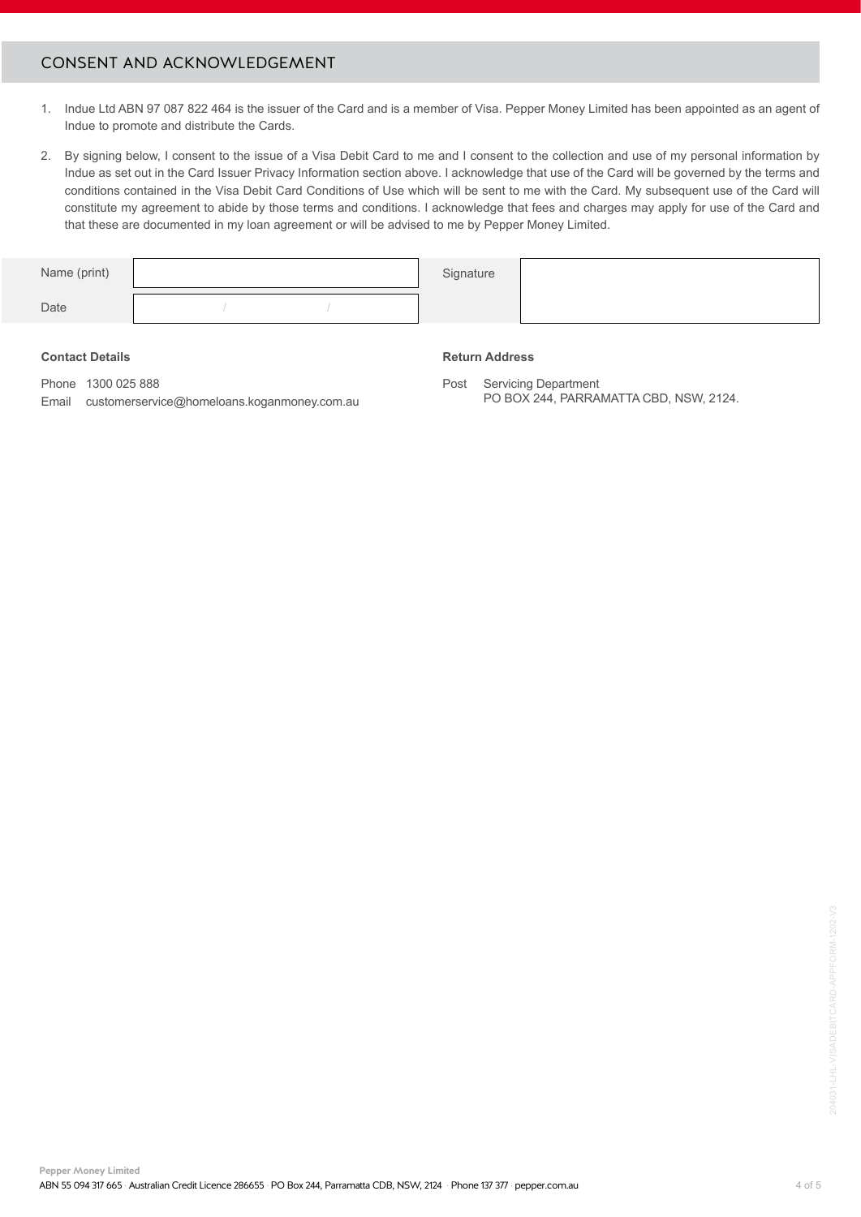## CONSENT AND ACKNOWLEDGEMENT

1. Indue Ltd ABN 97 087 822 464 is the issuer of the Card and is a member of Visa. Pepper Money Limited has been appointed as an agent of Indue to promote and distribute the Cards.
2. By signing below, I consent to the issue of a Visa Debit Card to me and I consent to the collection and use of my personal information by Indue as set out in the Card Issuer Privacy Information section above. I acknowledge that use of the Card will be governed by the terms and conditions contained in the Visa Debit Card Conditions of Use which will be sent to me with the Card. My subsequent use of the Card will constitute my agreement to abide by those terms and conditions. I acknowledge that fees and charges may apply for use of the Card and that these are documented in my loan agreement or will be advised to me by Pepper Money Limited.

| | | | |
|---|---|---|---|
| Name (print) | | Signature | |
| Date | / / | | |

**Contact Details**

Phone 1300 025 888

Email customerservice@homeloans.koganmoney.com.au

**Return Address**

Post Servicing Department
PO BOX 244, PARRAMATTA CBD, NSW, 2124.

204031-LHL-VISADEBITCARD-APPFORM-1202-V3

**Pepper Money Limited**

ABN 55 094 317 665 · Australian Credit Licence 286655 · PO Box 244, Parramatta CDB, NSW, 2124 · Phone 137 377 · pepper.com.au